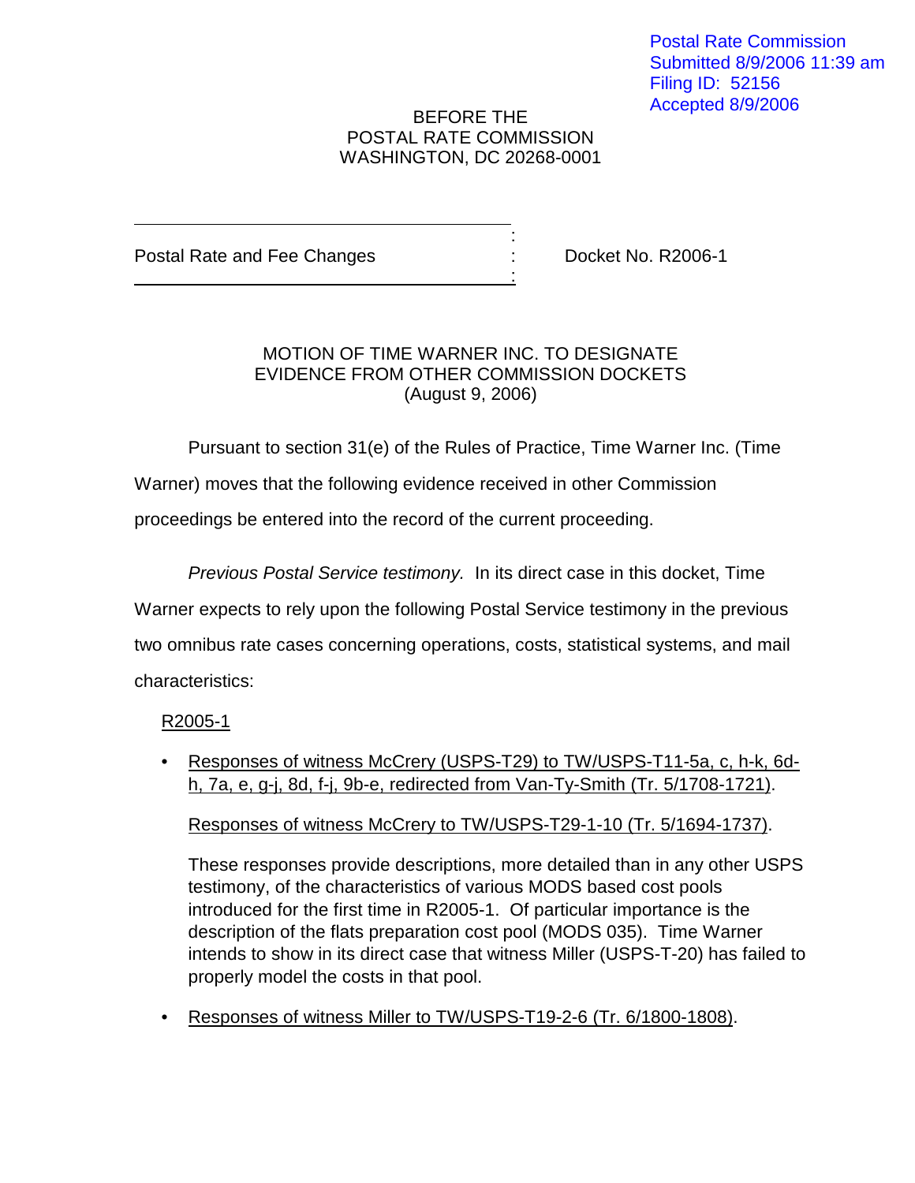Postal Rate Commission
Submitted 8/9/2006 11:39 am
Filing ID: 52156
Accepted 8/9/2006

BEFORE THE
POSTAL RATE COMMISSION
WASHINGTON, DC 20268-0001

Postal Rate and Fee Changes : Docket No. R2006-1

MOTION OF TIME WARNER INC. TO DESIGNATE
EVIDENCE FROM OTHER COMMISSION DOCKETS
(August 9, 2006)

Pursuant to section 31(e) of the Rules of Practice, Time Warner Inc. (Time Warner) moves that the following evidence received in other Commission proceedings be entered into the record of the current proceeding.

*Previous Postal Service testimony.* In its direct case in this docket, Time Warner expects to rely upon the following Postal Service testimony in the previous two omnibus rate cases concerning operations, costs, statistical systems, and mail characteristics:

R2005-1

- Responses of witness McCrery (USPS-T29) to TW/USPS-T11-5a, c, h-k, 6d-h, 7a, e, g-j, 8d, f-j, 9b-e, redirected from Van-Ty-Smith (Tr. 5/1708-1721).

  Responses of witness McCrery to TW/USPS-T29-1-10 (Tr. 5/1694-1737).

  These responses provide descriptions, more detailed than in any other USPS testimony, of the characteristics of various MODS based cost pools introduced for the first time in R2005-1. Of particular importance is the description of the flats preparation cost pool (MODS 035). Time Warner intends to show in its direct case that witness Miller (USPS-T-20) has failed to properly model the costs in that pool.

- Responses of witness Miller to TW/USPS-T19-2-6 (Tr. 6/1800-1808).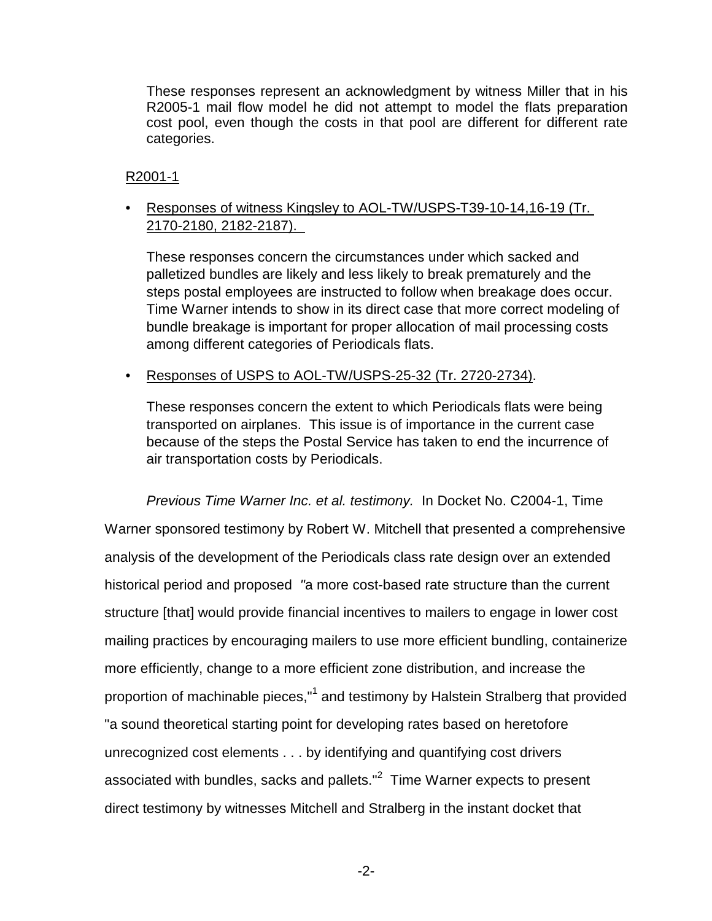These responses represent an acknowledgment by witness Miller that in his R2005-1 mail flow model he did not attempt to model the flats preparation cost pool, even though the costs in that pool are different for different rate categories.

R2001-1

- Responses of witness Kingsley to AOL-TW/USPS-T39-10-14,16-19 (Tr. 2170-2180, 2182-2187).

  These responses concern the circumstances under which sacked and palletized bundles are likely and less likely to break prematurely and the steps postal employees are instructed to follow when breakage does occur. Time Warner intends to show in its direct case that more correct modeling of bundle breakage is important for proper allocation of mail processing costs among different categories of Periodicals flats.

- Responses of USPS to AOL-TW/USPS-25-32 (Tr. 2720-2734).

  These responses concern the extent to which Periodicals flats were being transported on airplanes. This issue is of importance in the current case because of the steps the Postal Service has taken to end the incurrence of air transportation costs by Periodicals.

*Previous Time Warner Inc. et al. testimony.* In Docket No. C2004-1, Time Warner sponsored testimony by Robert W. Mitchell that presented a comprehensive analysis of the development of the Periodicals class rate design over an extended historical period and proposed "a more cost-based rate structure than the current structure [that] would provide financial incentives to mailers to engage in lower cost mailing practices by encouraging mailers to use more efficient bundling, containerize more efficiently, change to a more efficient zone distribution, and increase the proportion of machinable pieces,"[1] and testimony by Halstein Stralberg that provided "a sound theoretical starting point for developing rates based on heretofore unrecognized cost elements . . . by identifying and quantifying cost drivers associated with bundles, sacks and pallets."[2] Time Warner expects to present direct testimony by witnesses Mitchell and Stralberg in the instant docket that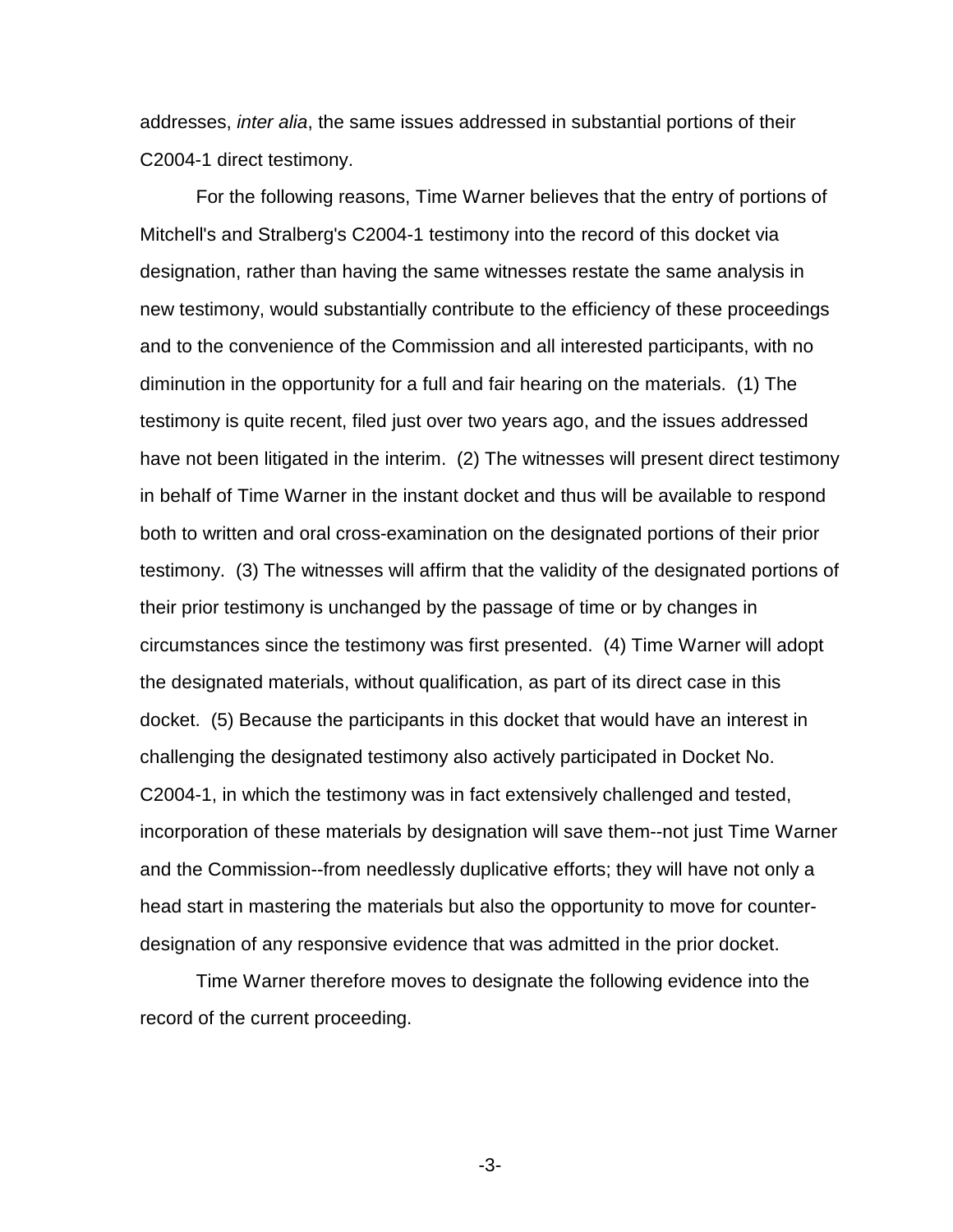addresses, *inter alia*, the same issues addressed in substantial portions of their C2004-1 direct testimony.

For the following reasons, Time Warner believes that the entry of portions of Mitchell's and Stralberg's C2004-1 testimony into the record of this docket via designation, rather than having the same witnesses restate the same analysis in new testimony, would substantially contribute to the efficiency of these proceedings and to the convenience of the Commission and all interested participants, with no diminution in the opportunity for a full and fair hearing on the materials. (1) The testimony is quite recent, filed just over two years ago, and the issues addressed have not been litigated in the interim. (2) The witnesses will present direct testimony in behalf of Time Warner in the instant docket and thus will be available to respond both to written and oral cross-examination on the designated portions of their prior testimony. (3) The witnesses will affirm that the validity of the designated portions of their prior testimony is unchanged by the passage of time or by changes in circumstances since the testimony was first presented. (4) Time Warner will adopt the designated materials, without qualification, as part of its direct case in this docket. (5) Because the participants in this docket that would have an interest in challenging the designated testimony also actively participated in Docket No. C2004-1, in which the testimony was in fact extensively challenged and tested, incorporation of these materials by designation will save them--not just Time Warner and the Commission--from needlessly duplicative efforts; they will have not only a head start in mastering the materials but also the opportunity to move for counter-designation of any responsive evidence that was admitted in the prior docket.

Time Warner therefore moves to designate the following evidence into the record of the current proceeding.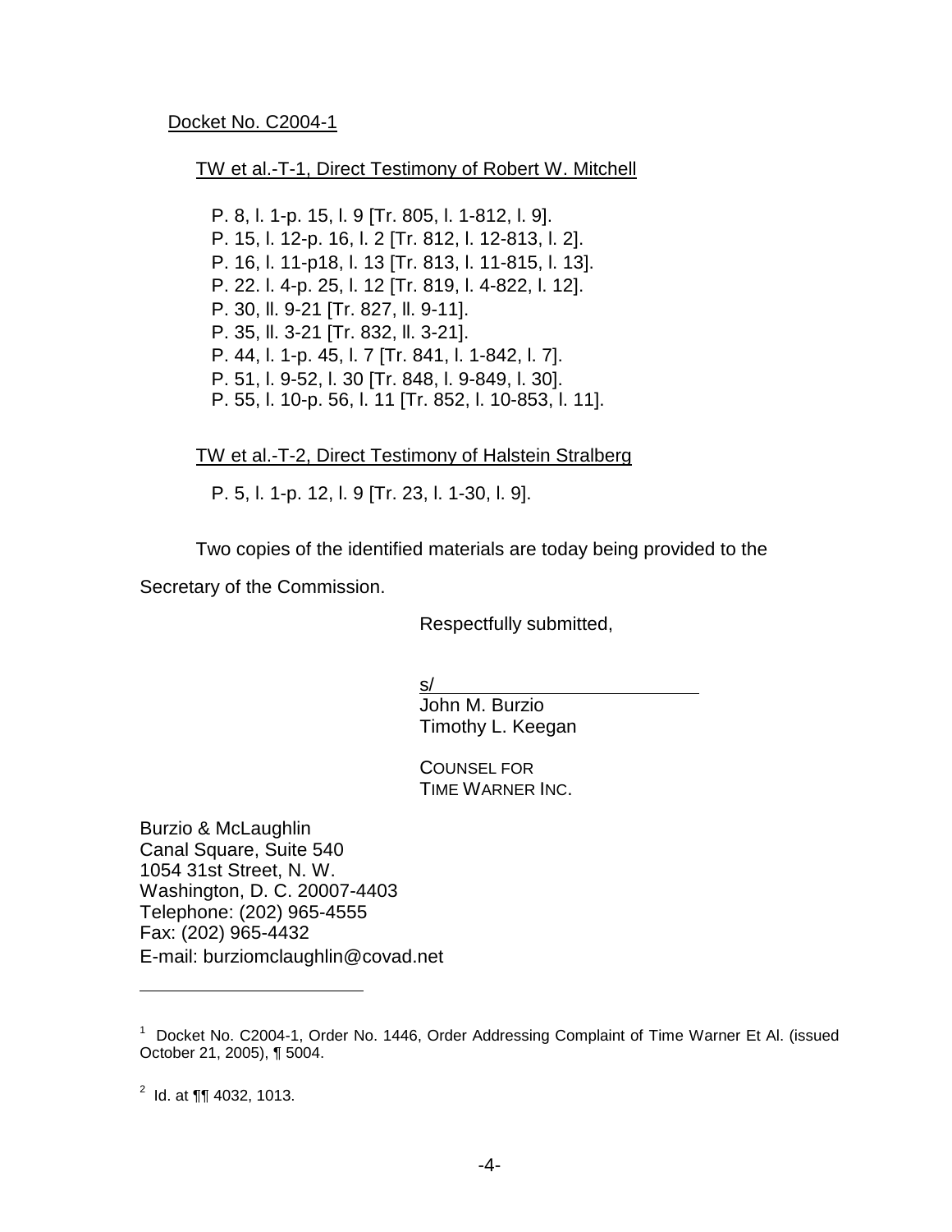Docket No. C2004-1

TW et al.-T-1, Direct Testimony of Robert W. Mitchell

P. 8, l. 1-p. 15, l. 9 [Tr. 805, l. 1-812, l. 9].
P. 15, l. 12-p. 16, l. 2 [Tr. 812, l. 12-813, l. 2].
P. 16, l. 11-p18, l. 13 [Tr. 813, l. 11-815, l. 13].
P. 22. l. 4-p. 25, l. 12 [Tr. 819, l. 4-822, l. 12].
P. 30, ll. 9-21 [Tr. 827, ll. 9-11].
P. 35, ll. 3-21 [Tr. 832, ll. 3-21].
P. 44, l. 1-p. 45, l. 7 [Tr. 841, l. 1-842, l. 7].
P. 51, l. 9-52, l. 30 [Tr. 848, l. 9-849, l. 30].
P. 55, l. 10-p. 56, l. 11 [Tr. 852, l. 10-853, l. 11].

TW et al.-T-2, Direct Testimony of Halstein Stralberg

P. 5, l. 1-p. 12, l. 9 [Tr. 23, l. 1-30, l. 9].

Two copies of the identified materials are today being provided to the Secretary of the Commission.

Respectfully submitted,

s/
John M. Burzio
Timothy L. Keegan

COUNSEL FOR
TIME WARNER INC.

Burzio & McLaughlin
Canal Square, Suite 540
1054 31st Street, N. W.
Washington, D. C. 20007-4403
Telephone: (202) 965-4555
Fax: (202) 965-4432
E-mail: burziomclaughlin@covad.net

---

[1] Docket No. C2004-1, Order No. 1446, Order Addressing Complaint of Time Warner Et Al. (issued October 21, 2005), ¶ 5004.

[2] Id. at ¶¶ 4032, 1013.